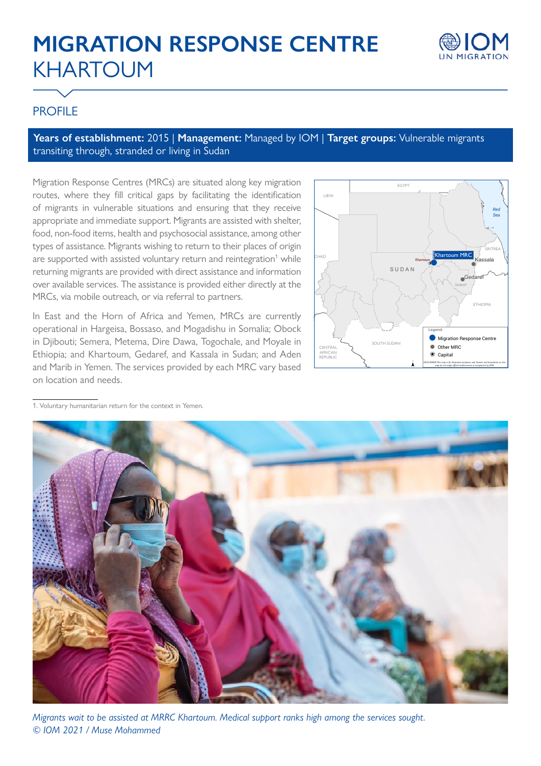# MIGRATION RESPONSE CENTRE KHARTOUM

## PROFILE

**Years of establishment:** 2015 | **Management:** Managed by IOM | **Target groups:** Vulnerable migrants transiting through, stranded or living in Sudan

Migration Response Centres (MRCs) are situated along key migration routes, where they fill critical gaps by facilitating the identification of migrants in vulnerable situations and ensuring that they receive appropriate and immediate support. Migrants are assisted with shelter, food, non-food items, health and psychosocial assistance, among other types of assistance. Migrants wishing to return to their places of origin are supported with assisted voluntary return and reintegration[1] while returning migrants are provided with direct assistance and information over available services. The assistance is provided either directly at the MRCs, via mobile outreach, or via referral to partners.

In East and the Horn of Africa and Yemen, MRCs are currently operational in Hargeisa, Bossaso, and Mogadishu in Somalia; Obock in Djibouti; Semera, Metema, Dire Dawa, Togochale, and Moyale in Ethiopia; and Khartoum, Gedaref, and Kassala in Sudan; and Aden and Marib in Yemen. The services provided by each MRC vary based on location and needs.

1. Voluntary humanitarian return for the context in Yemen.

*Migrants wait to be assisted at MRRC Khartoum. Medical support ranks high among the services sought. © IOM 2021 / Muse Mohammed*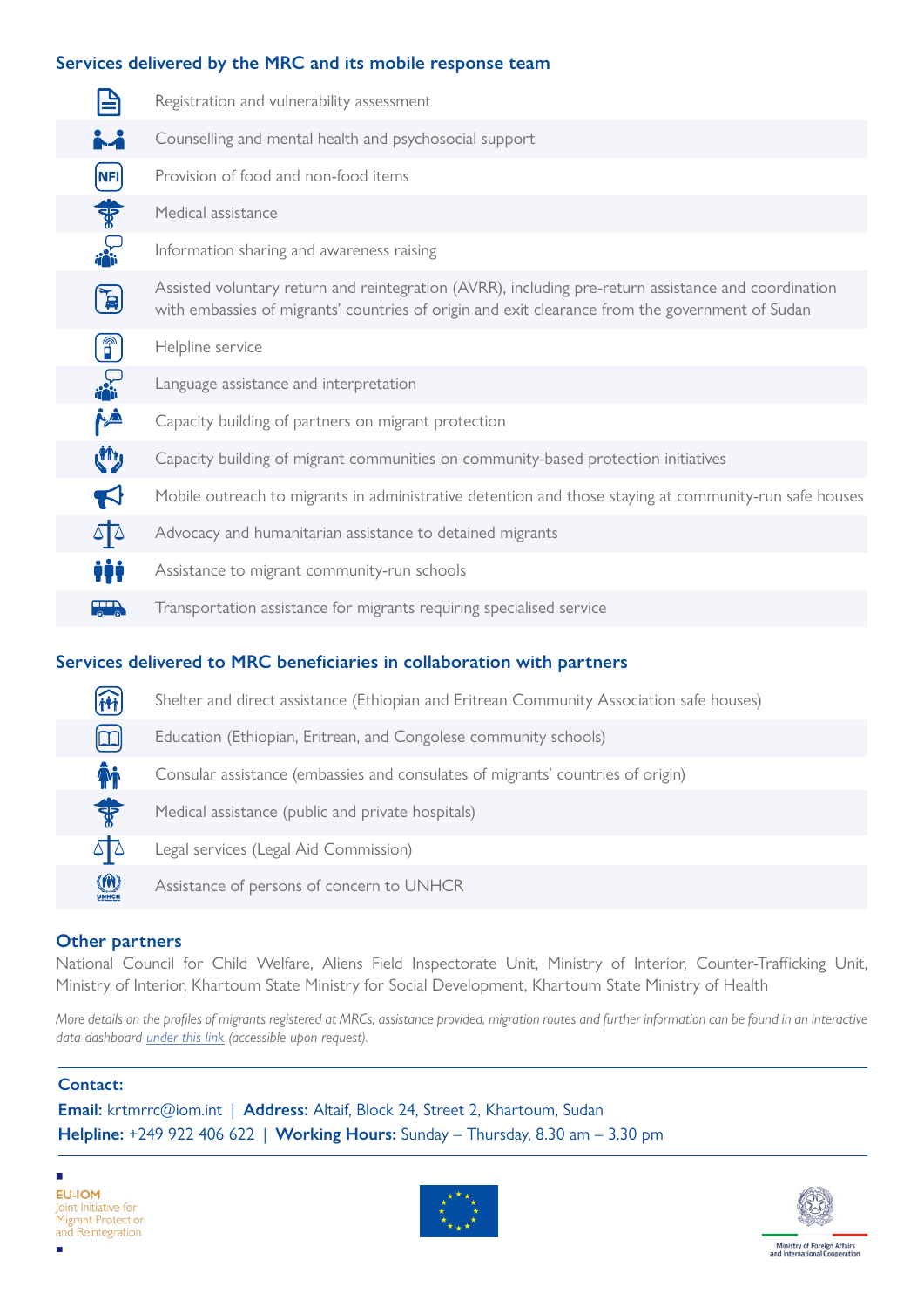## Services delivered by the MRC and its mobile response team

- Registration and vulnerability assessment
- Counselling and mental health and psychosocial support
- Provision of food and non-food items
- Medical assistance
- Information sharing and awareness raising
- Assisted voluntary return and reintegration (AVRR), including pre-return assistance and coordination with embassies of migrants' countries of origin and exit clearance from the government of Sudan
- Helpline service
- Language assistance and interpretation
- Capacity building of partners on migrant protection
- Capacity building of migrant communities on community-based protection initiatives
- Mobile outreach to migrants in administrative detention and those staying at community-run safe houses
- Advocacy and humanitarian assistance to detained migrants
- Assistance to migrant community-run schools
- Transportation assistance for migrants requiring specialised service

## Services delivered to MRC beneficiaries in collaboration with partners

- Shelter and direct assistance (Ethiopian and Eritrean Community Association safe houses)
- Education (Ethiopian, Eritrean, and Congolese community schools)
- Consular assistance (embassies and consulates of migrants' countries of origin)
- Medical assistance (public and private hospitals)
- Legal services (Legal Aid Commission)
- Assistance of persons of concern to UNHCR

## Other partners

National Council for Child Welfare, Aliens Field Inspectorate Unit, Ministry of Interior, Counter-Trafficking Unit, Ministry of Interior, Khartoum State Ministry for Social Development, Khartoum State Ministry of Health

*More details on the profiles of migrants registered at MRCs, assistance provided, migration routes and further information can be found in an interactive data dashboard under this link (accessible upon request).*

**Contact:**

**Email:** krtmrrc@iom.int | **Address:** Altaif, Block 24, Street 2, Khartoum, Sudan

**Helpline:** +249 922 406 622 | **Working Hours:** Sunday – Thursday, 8.30 am – 3.30 pm

EU-IOM Joint Initiative for Migrant Protection and Reintegration

Ministry of Foreign Affairs and International Cooperation